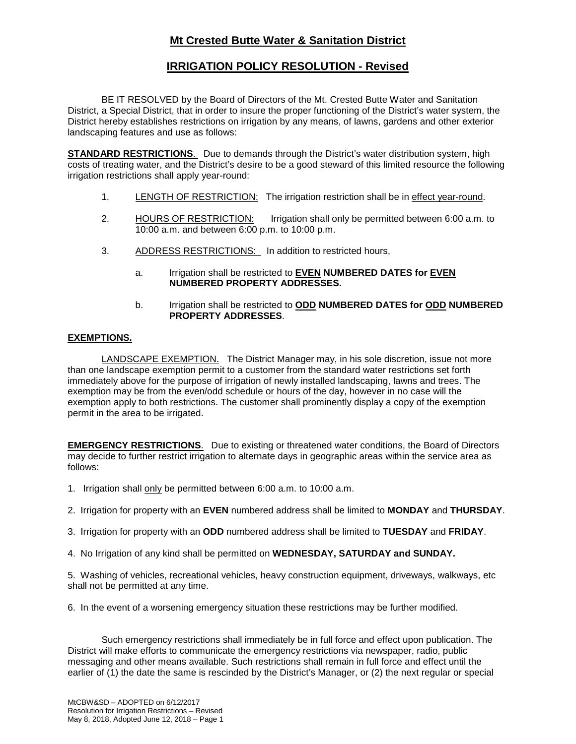# Mt Crested Butte Water & Sanitation District

## IRRIGATION POLICY RESOLUTION - Revised

BE IT RESOLVED by the Board of Directors of the Mt. Crested Butte Water and Sanitation District, a Special District, that in order to insure the proper functioning of the District's water system, the District hereby establishes restrictions on irrigation by any means, of lawns, gardens and other exterior landscaping features and use as follows:

**STANDARD RESTRICTIONS**. Due to demands through the District's water distribution system, high costs of treating water, and the District's desire to be a good steward of this limited resource the following irrigation restrictions shall apply year-round:

1. LENGTH OF RESTRICTION: The irrigation restriction shall be in effect year-round.

2. HOURS OF RESTRICTION: Irrigation shall only be permitted between 6:00 a.m. to 10:00 a.m. and between 6:00 p.m. to 10:00 p.m.

3. ADDRESS RESTRICTIONS: In addition to restricted hours,

   a. Irrigation shall be restricted to **EVEN NUMBERED DATES for EVEN NUMBERED PROPERTY ADDRESSES.**

   b. Irrigation shall be restricted to **ODD NUMBERED DATES for ODD NUMBERED PROPERTY ADDRESSES**.

**EXEMPTIONS.**

LANDSCAPE EXEMPTION. The District Manager may, in his sole discretion, issue not more than one landscape exemption permit to a customer from the standard water restrictions set forth immediately above for the purpose of irrigation of newly installed landscaping, lawns and trees. The exemption may be from the even/odd schedule or hours of the day, however in no case will the exemption apply to both restrictions. The customer shall prominently display a copy of the exemption permit in the area to be irrigated.

**EMERGENCY RESTRICTIONS**. Due to existing or threatened water conditions, the Board of Directors may decide to further restrict irrigation to alternate days in geographic areas within the service area as follows:

1. Irrigation shall only be permitted between 6:00 a.m. to 10:00 a.m.

2. Irrigation for property with an **EVEN** numbered address shall be limited to **MONDAY** and **THURSDAY**.

3. Irrigation for property with an **ODD** numbered address shall be limited to **TUESDAY** and **FRIDAY**.

4. No Irrigation of any kind shall be permitted on **WEDNESDAY, SATURDAY and SUNDAY.**

5. Washing of vehicles, recreational vehicles, heavy construction equipment, driveways, walkways, etc shall not be permitted at any time.

6. In the event of a worsening emergency situation these restrictions may be further modified.

Such emergency restrictions shall immediately be in full force and effect upon publication. The District will make efforts to communicate the emergency restrictions via newspaper, radio, public messaging and other means available. Such restrictions shall remain in full force and effect until the earlier of (1) the date the same is rescinded by the District's Manager, or (2) the next regular or special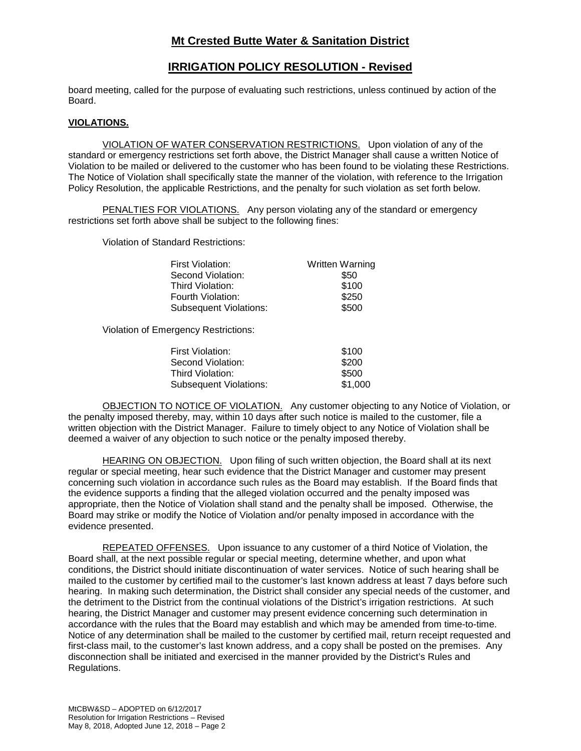board meeting, called for the purpose of evaluating such restrictions, unless continued by action of the Board.

**VIOLATIONS.**

VIOLATION OF WATER CONSERVATION RESTRICTIONS. Upon violation of any of the standard or emergency restrictions set forth above, the District Manager shall cause a written Notice of Violation to be mailed or delivered to the customer who has been found to be violating these Restrictions. The Notice of Violation shall specifically state the manner of the violation, with reference to the Irrigation Policy Resolution, the applicable Restrictions, and the penalty for such violation as set forth below.

PENALTIES FOR VIOLATIONS. Any person violating any of the standard or emergency restrictions set forth above shall be subject to the following fines:

Violation of Standard Restrictions:

| | |
|---|---|
| First Violation: | Written Warning |
| Second Violation: | $50 |
| Third Violation: | $100 |
| Fourth Violation: | $250 |
| Subsequent Violations: | $500 |

Violation of Emergency Restrictions:

| | |
|---|---|
| First Violation: | $100 |
| Second Violation: | $200 |
| Third Violation: | $500 |
| Subsequent Violations: | $1,000 |

OBJECTION TO NOTICE OF VIOLATION. Any customer objecting to any Notice of Violation, or the penalty imposed thereby, may, within 10 days after such notice is mailed to the customer, file a written objection with the District Manager. Failure to timely object to any Notice of Violation shall be deemed a waiver of any objection to such notice or the penalty imposed thereby.

HEARING ON OBJECTION. Upon filing of such written objection, the Board shall at its next regular or special meeting, hear such evidence that the District Manager and customer may present concerning such violation in accordance such rules as the Board may establish. If the Board finds that the evidence supports a finding that the alleged violation occurred and the penalty imposed was appropriate, then the Notice of Violation shall stand and the penalty shall be imposed. Otherwise, the Board may strike or modify the Notice of Violation and/or penalty imposed in accordance with the evidence presented.

REPEATED OFFENSES. Upon issuance to any customer of a third Notice of Violation, the Board shall, at the next possible regular or special meeting, determine whether, and upon what conditions, the District should initiate discontinuation of water services. Notice of such hearing shall be mailed to the customer by certified mail to the customer's last known address at least 7 days before such hearing. In making such determination, the District shall consider any special needs of the customer, and the detriment to the District from the continual violations of the District's irrigation restrictions. At such hearing, the District Manager and customer may present evidence concerning such determination in accordance with the rules that the Board may establish and which may be amended from time-to-time. Notice of any determination shall be mailed to the customer by certified mail, return receipt requested and first-class mail, to the customer's last known address, and a copy shall be posted on the premises. Any disconnection shall be initiated and exercised in the manner provided by the District's Rules and Regulations.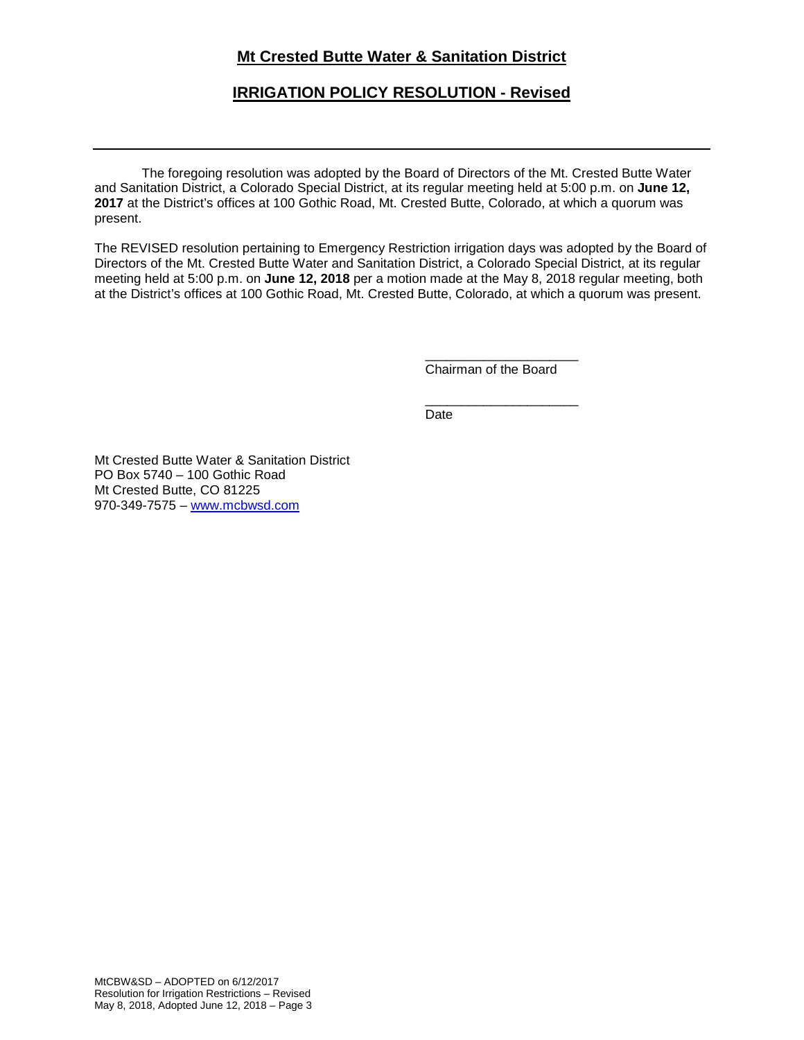## Mt Crested Butte Water & Sanitation District

## IRRIGATION POLICY RESOLUTION - Revised

---

The foregoing resolution was adopted by the Board of Directors of the Mt. Crested Butte Water and Sanitation District, a Colorado Special District, at its regular meeting held at 5:00 p.m. on **June 12, 2017** at the District's offices at 100 Gothic Road, Mt. Crested Butte, Colorado, at which a quorum was present.

The REVISED resolution pertaining to Emergency Restriction irrigation days was adopted by the Board of Directors of the Mt. Crested Butte Water and Sanitation District, a Colorado Special District, at its regular meeting held at 5:00 p.m. on **June 12, 2018** per a motion made at the May 8, 2018 regular meeting, both at the District's offices at 100 Gothic Road, Mt. Crested Butte, Colorado, at which a quorum was present.

_____________________
Chairman of the Board

_____________________
Date

Mt Crested Butte Water & Sanitation District
PO Box 5740 – 100 Gothic Road
Mt Crested Butte, CO 81225
970-349-7575 – www.mcbwsd.com